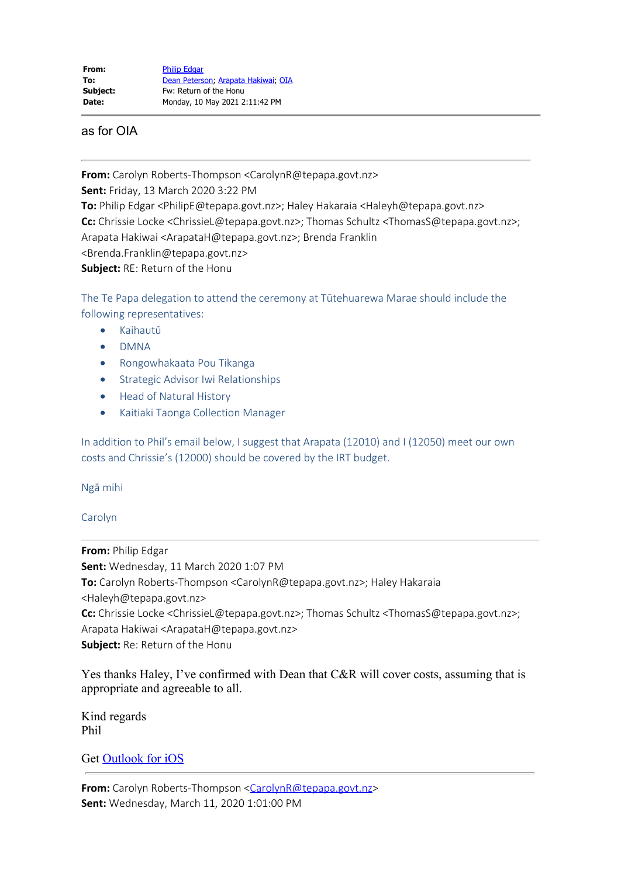|  |  |
| --- | --- |
| **From:** | Philip Edgar |
| **To:** | Dean Peterson; Arapata Hakiwai; OIA |
| **Subject:** | Fw: Return of the Honu |
| **Date:** | Monday, 10 May 2021 2:11:42 PM |

as for OIA

---

**From:** Carolyn Roberts-Thompson <CarolynR@tepapa.govt.nz>
**Sent:** Friday, 13 March 2020 3:22 PM
**To:** Philip Edgar <PhilipE@tepapa.govt.nz>; Haley Hakaraia <Haleyh@tepapa.govt.nz>
**Cc:** Chrissie Locke <ChrissieL@tepapa.govt.nz>; Thomas Schultz <ThomasS@tepapa.govt.nz>; Arapata Hakiwai <ArapataH@tepapa.govt.nz>; Brenda Franklin <Brenda.Franklin@tepapa.govt.nz>
**Subject:** RE: Return of the Honu

The Te Papa delegation to attend the ceremony at Tūtehuarewa Marae should include the following representatives:

- Kaihautū
- DMNA
- Rongowhakaata Pou Tikanga
- Strategic Advisor Iwi Relationships
- Head of Natural History
- Kaitiaki Taonga Collection Manager

In addition to Phil's email below, I suggest that Arapata (12010) and I (12050) meet our own costs and Chrissie's (12000) should be covered by the IRT budget.

Ngā mihi

Carolyn

---

**From:** Philip Edgar
**Sent:** Wednesday, 11 March 2020 1:07 PM
**To:** Carolyn Roberts-Thompson <CarolynR@tepapa.govt.nz>; Haley Hakaraia <Haleyh@tepapa.govt.nz>
**Cc:** Chrissie Locke <ChrissieL@tepapa.govt.nz>; Thomas Schultz <ThomasS@tepapa.govt.nz>; Arapata Hakiwai <ArapataH@tepapa.govt.nz>
**Subject:** Re: Return of the Honu

Yes thanks Haley, I've confirmed with Dean that C&R will cover costs, assuming that is appropriate and agreeable to all.

Kind regards
Phil

Get Outlook for iOS

---

**From:** Carolyn Roberts-Thompson <CarolynR@tepapa.govt.nz>
**Sent:** Wednesday, March 11, 2020 1:01:00 PM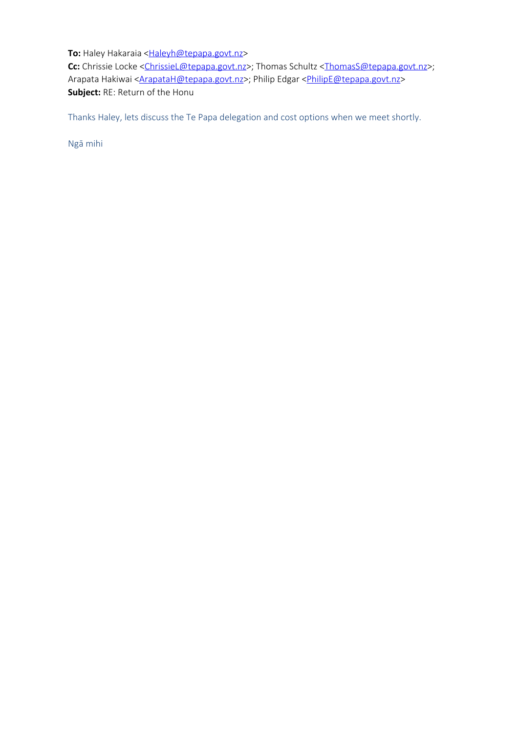**To:** Haley Hakaraia <Haleyh@tepapa.govt.nz>
**Cc:** Chrissie Locke <ChrissieL@tepapa.govt.nz>; Thomas Schultz <ThomasS@tepapa.govt.nz>; Arapata Hakiwai <ArapataH@tepapa.govt.nz>; Philip Edgar <PhilipE@tepapa.govt.nz>
**Subject:** RE: Return of the Honu

Thanks Haley, lets discuss the Te Papa delegation and cost options when we meet shortly.

Ngā mihi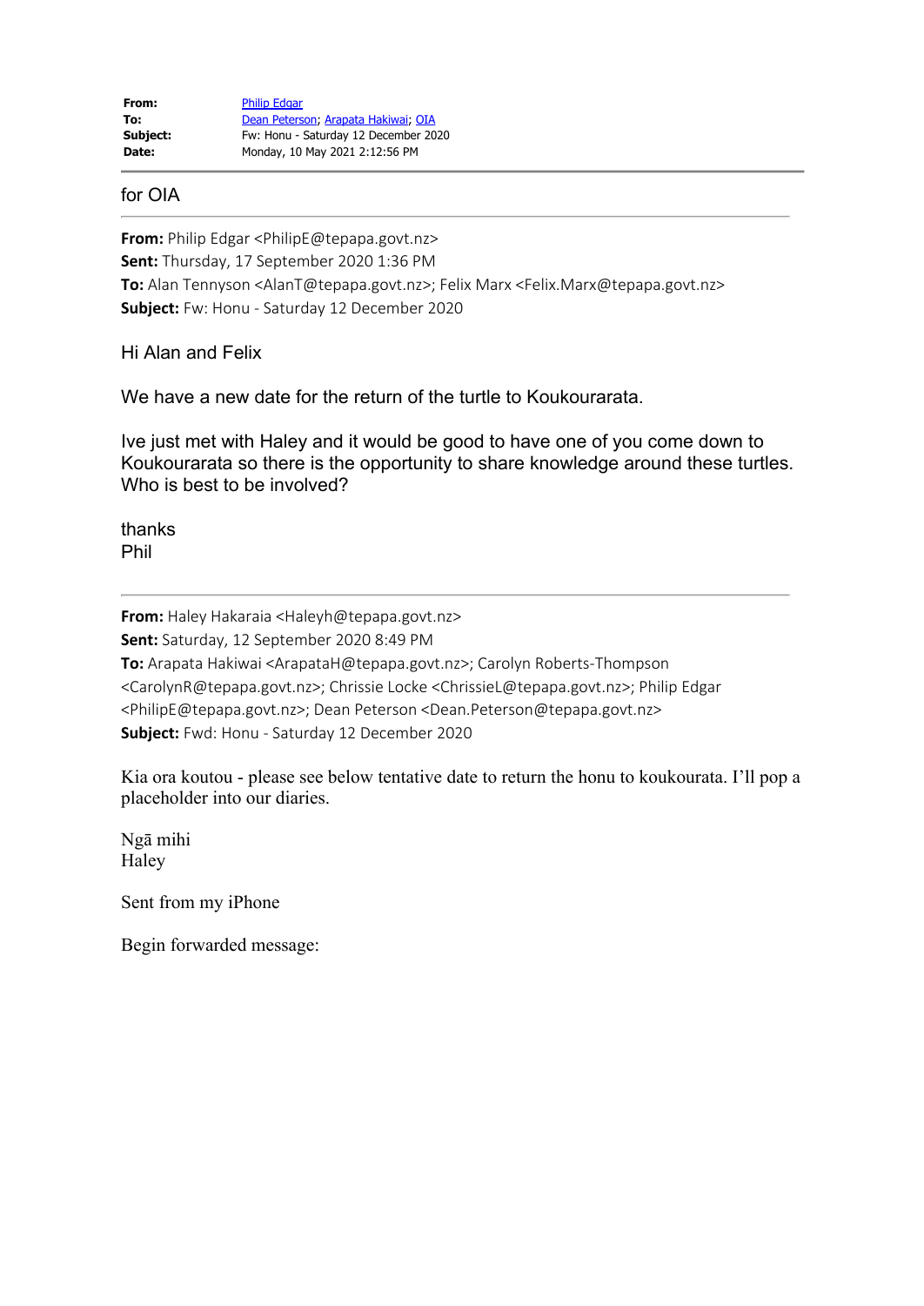**From:** [Philip Edgar]
**To:** [Dean Peterson]; [Arapata Hakiwai]; [OIA]
**Subject:** Fw: Honu - Saturday 12 December 2020
**Date:** Monday, 10 May 2021 2:12:56 PM

---

for OIA

---

**From:** Philip Edgar <PhilipE@tepapa.govt.nz>
**Sent:** Thursday, 17 September 2020 1:36 PM
**To:** Alan Tennyson <AlanT@tepapa.govt.nz>; Felix Marx <Felix.Marx@tepapa.govt.nz>
**Subject:** Fw: Honu - Saturday 12 December 2020

Hi Alan and Felix

We have a new date for the return of the turtle to Koukourarata.

Ive just met with Haley and it would be good to have one of you come down to Koukourarata so there is the opportunity to share knowledge around these turtles. Who is best to be involved?

thanks
Phil

---

**From:** Haley Hakaraia <Haleyh@tepapa.govt.nz>
**Sent:** Saturday, 12 September 2020 8:49 PM
**To:** Arapata Hakiwai <ArapataH@tepapa.govt.nz>; Carolyn Roberts-Thompson <CarolynR@tepapa.govt.nz>; Chrissie Locke <ChrissieL@tepapa.govt.nz>; Philip Edgar <PhilipE@tepapa.govt.nz>; Dean Peterson <Dean.Peterson@tepapa.govt.nz>
**Subject:** Fwd: Honu - Saturday 12 December 2020

Kia ora koutou - please see below tentative date to return the honu to koukourata. I'll pop a placeholder into our diaries.

Ngā mihi
Haley

Sent from my iPhone

Begin forwarded message: